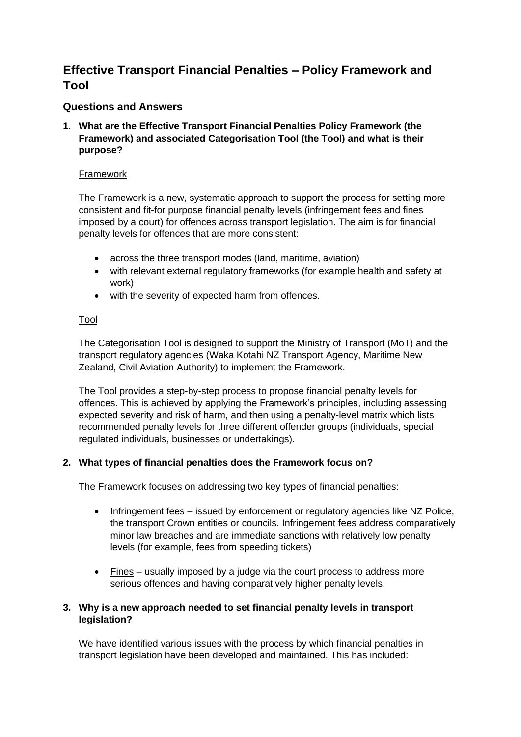# Effective Transport Financial Penalties – Policy Framework and Tool

## Questions and Answers

**1. What are the Effective Transport Financial Penalties Policy Framework (the Framework) and associated Categorisation Tool (the Tool) and what is their purpose?**

Framework

The Framework is a new, systematic approach to support the process for setting more consistent and fit-for purpose financial penalty levels (infringement fees and fines imposed by a court) for offences across transport legislation. The aim is for financial penalty levels for offences that are more consistent:

- across the three transport modes (land, maritime, aviation)
- with relevant external regulatory frameworks (for example health and safety at work)
- with the severity of expected harm from offences.

Tool

The Categorisation Tool is designed to support the Ministry of Transport (MoT) and the transport regulatory agencies (Waka Kotahi NZ Transport Agency, Maritime New Zealand, Civil Aviation Authority) to implement the Framework.

The Tool provides a step-by-step process to propose financial penalty levels for offences. This is achieved by applying the Framework's principles, including assessing expected severity and risk of harm, and then using a penalty-level matrix which lists recommended penalty levels for three different offender groups (individuals, special regulated individuals, businesses or undertakings).

**2. What types of financial penalties does the Framework focus on?**

The Framework focuses on addressing two key types of financial penalties:

- Infringement fees – issued by enforcement or regulatory agencies like NZ Police, the transport Crown entities or councils. Infringement fees address comparatively minor law breaches and are immediate sanctions with relatively low penalty levels (for example, fees from speeding tickets)
- Fines – usually imposed by a judge via the court process to address more serious offences and having comparatively higher penalty levels.

**3. Why is a new approach needed to set financial penalty levels in transport legislation?**

We have identified various issues with the process by which financial penalties in transport legislation have been developed and maintained. This has included: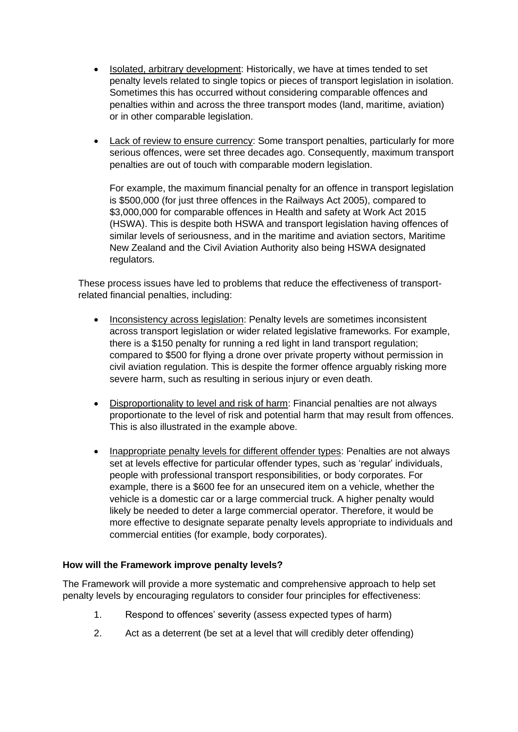- <u>Isolated, arbitrary development</u>: Historically, we have at times tended to set penalty levels related to single topics or pieces of transport legislation in isolation. Sometimes this has occurred without considering comparable offences and penalties within and across the three transport modes (land, maritime, aviation) or in other comparable legislation.

- <u>Lack of review to ensure currency</u>: Some transport penalties, particularly for more serious offences, were set three decades ago. Consequently, maximum transport penalties are out of touch with comparable modern legislation.

  For example, the maximum financial penalty for an offence in transport legislation is $500,000 (for just three offences in the Railways Act 2005), compared to $3,000,000 for comparable offences in Health and safety at Work Act 2015 (HSWA). This is despite both HSWA and transport legislation having offences of similar levels of seriousness, and in the maritime and aviation sectors, Maritime New Zealand and the Civil Aviation Authority also being HSWA designated regulators.

These process issues have led to problems that reduce the effectiveness of transport-related financial penalties, including:

- <u>Inconsistency across legislation</u>: Penalty levels are sometimes inconsistent across transport legislation or wider related legislative frameworks. For example, there is a $150 penalty for running a red light in land transport regulation; compared to $500 for flying a drone over private property without permission in civil aviation regulation. This is despite the former offence arguably risking more severe harm, such as resulting in serious injury or even death.

- <u>Disproportionality to level and risk of harm</u>: Financial penalties are not always proportionate to the level of risk and potential harm that may result from offences. This is also illustrated in the example above.

- <u>Inappropriate penalty levels for different offender types</u>: Penalties are not always set at levels effective for particular offender types, such as 'regular' individuals, people with professional transport responsibilities, or body corporates. For example, there is a $600 fee for an unsecured item on a vehicle, whether the vehicle is a domestic car or a large commercial truck. A higher penalty would likely be needed to deter a large commercial operator. Therefore, it would be more effective to designate separate penalty levels appropriate to individuals and commercial entities (for example, body corporates).

**How will the Framework improve penalty levels?**

The Framework will provide a more systematic and comprehensive approach to help set penalty levels by encouraging regulators to consider four principles for effectiveness:

1. Respond to offences' severity (assess expected types of harm)
2. Act as a deterrent (be set at a level that will credibly deter offending)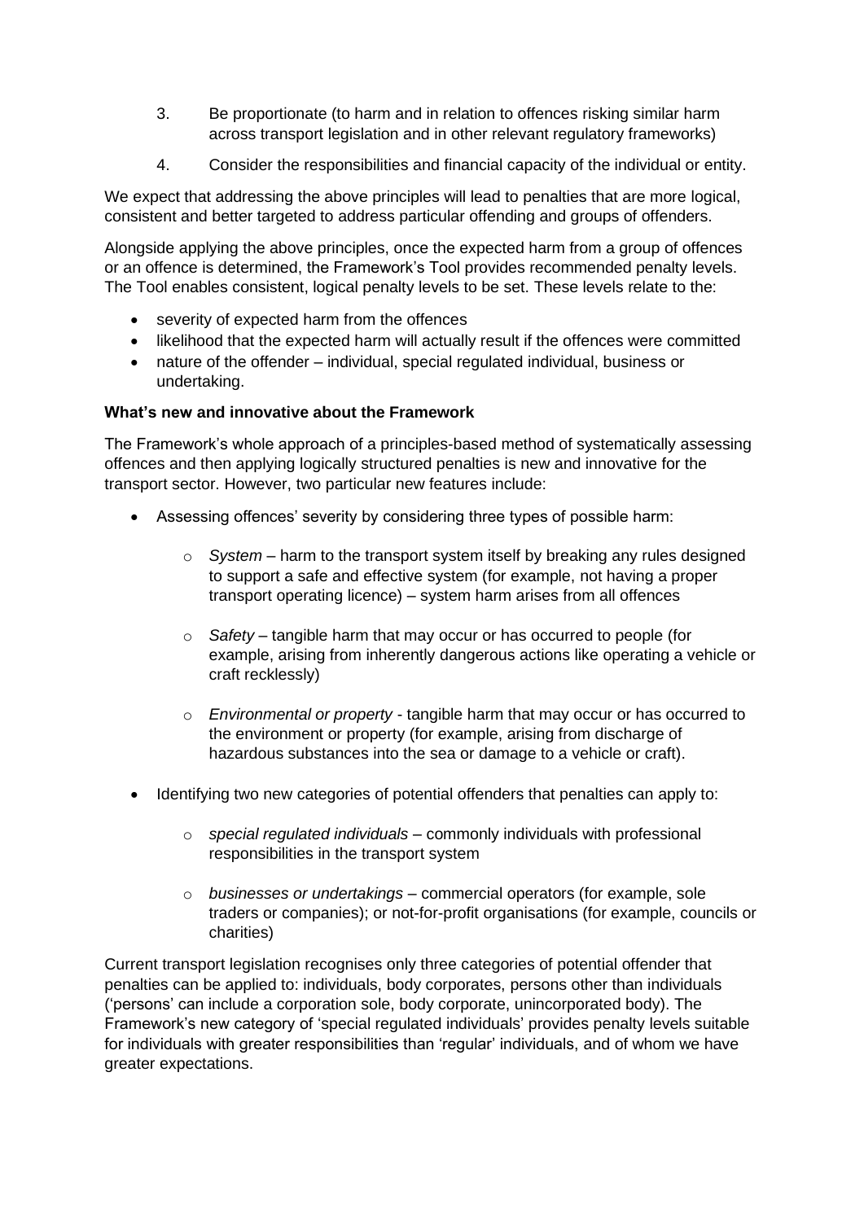3. Be proportionate (to harm and in relation to offences risking similar harm across transport legislation and in other relevant regulatory frameworks)

4. Consider the responsibilities and financial capacity of the individual or entity.

We expect that addressing the above principles will lead to penalties that are more logical, consistent and better targeted to address particular offending and groups of offenders.

Alongside applying the above principles, once the expected harm from a group of offences or an offence is determined, the Framework's Tool provides recommended penalty levels. The Tool enables consistent, logical penalty levels to be set. These levels relate to the:

- severity of expected harm from the offences
- likelihood that the expected harm will actually result if the offences were committed
- nature of the offender – individual, special regulated individual, business or undertaking.

**What's new and innovative about the Framework**

The Framework's whole approach of a principles-based method of systematically assessing offences and then applying logically structured penalties is new and innovative for the transport sector. However, two particular new features include:

- Assessing offences' severity by considering three types of possible harm:
    - *System* – harm to the transport system itself by breaking any rules designed to support a safe and effective system (for example, not having a proper transport operating licence) – system harm arises from all offences
    - *Safety* – tangible harm that may occur or has occurred to people (for example, arising from inherently dangerous actions like operating a vehicle or craft recklessly)
    - *Environmental or property* - tangible harm that may occur or has occurred to the environment or property (for example, arising from discharge of hazardous substances into the sea or damage to a vehicle or craft).
- Identifying two new categories of potential offenders that penalties can apply to:
    - *special regulated individuals* – commonly individuals with professional responsibilities in the transport system
    - *businesses or undertakings* – commercial operators (for example, sole traders or companies); or not-for-profit organisations (for example, councils or charities)

Current transport legislation recognises only three categories of potential offender that penalties can be applied to: individuals, body corporates, persons other than individuals ('persons' can include a corporation sole, body corporate, unincorporated body). The Framework's new category of 'special regulated individuals' provides penalty levels suitable for individuals with greater responsibilities than 'regular' individuals, and of whom we have greater expectations.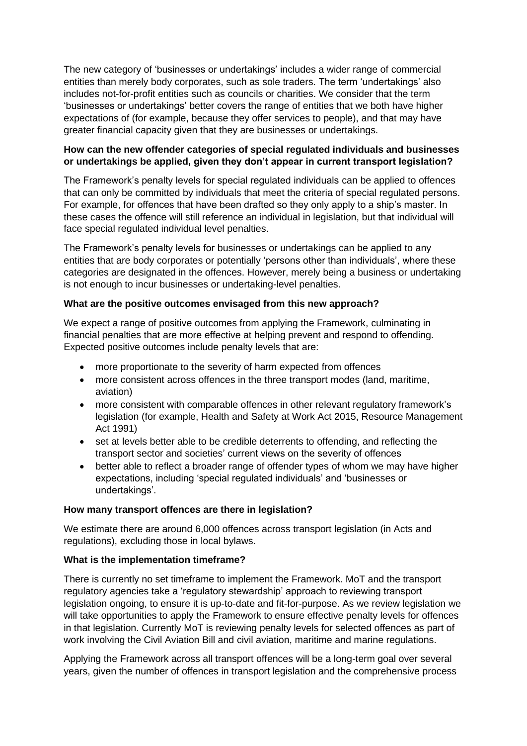The new category of 'businesses or undertakings' includes a wider range of commercial entities than merely body corporates, such as sole traders. The term 'undertakings' also includes not-for-profit entities such as councils or charities. We consider that the term 'businesses or undertakings' better covers the range of entities that we both have higher expectations of (for example, because they offer services to people), and that may have greater financial capacity given that they are businesses or undertakings.

**How can the new offender categories of special regulated individuals and businesses or undertakings be applied, given they don't appear in current transport legislation?**

The Framework's penalty levels for special regulated individuals can be applied to offences that can only be committed by individuals that meet the criteria of special regulated persons. For example, for offences that have been drafted so they only apply to a ship's master. In these cases the offence will still reference an individual in legislation, but that individual will face special regulated individual level penalties.

The Framework's penalty levels for businesses or undertakings can be applied to any entities that are body corporates or potentially 'persons other than individuals', where these categories are designated in the offences. However, merely being a business or undertaking is not enough to incur businesses or undertaking-level penalties.

**What are the positive outcomes envisaged from this new approach?**

We expect a range of positive outcomes from applying the Framework, culminating in financial penalties that are more effective at helping prevent and respond to offending. Expected positive outcomes include penalty levels that are:

- more proportionate to the severity of harm expected from offences
- more consistent across offences in the three transport modes (land, maritime, aviation)
- more consistent with comparable offences in other relevant regulatory framework's legislation (for example, Health and Safety at Work Act 2015, Resource Management Act 1991)
- set at levels better able to be credible deterrents to offending, and reflecting the transport sector and societies' current views on the severity of offences
- better able to reflect a broader range of offender types of whom we may have higher expectations, including 'special regulated individuals' and 'businesses or undertakings'.

**How many transport offences are there in legislation?**

We estimate there are around 6,000 offences across transport legislation (in Acts and regulations), excluding those in local bylaws.

**What is the implementation timeframe?**

There is currently no set timeframe to implement the Framework. MoT and the transport regulatory agencies take a 'regulatory stewardship' approach to reviewing transport legislation ongoing, to ensure it is up-to-date and fit-for-purpose. As we review legislation we will take opportunities to apply the Framework to ensure effective penalty levels for offences in that legislation. Currently MoT is reviewing penalty levels for selected offences as part of work involving the Civil Aviation Bill and civil aviation, maritime and marine regulations.

Applying the Framework across all transport offences will be a long-term goal over several years, given the number of offences in transport legislation and the comprehensive process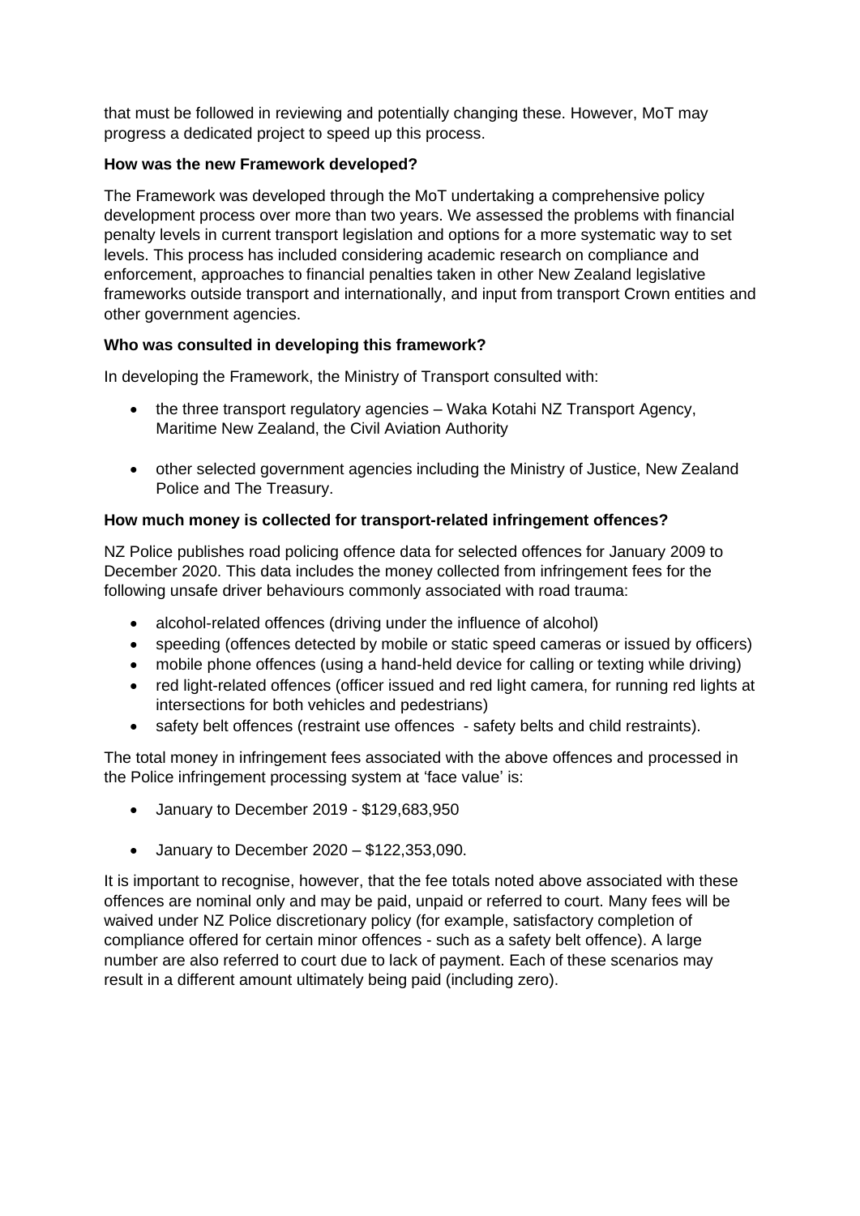that must be followed in reviewing and potentially changing these. However, MoT may progress a dedicated project to speed up this process.

**How was the new Framework developed?**

The Framework was developed through the MoT undertaking a comprehensive policy development process over more than two years. We assessed the problems with financial penalty levels in current transport legislation and options for a more systematic way to set levels. This process has included considering academic research on compliance and enforcement, approaches to financial penalties taken in other New Zealand legislative frameworks outside transport and internationally, and input from transport Crown entities and other government agencies.

**Who was consulted in developing this framework?**

In developing the Framework, the Ministry of Transport consulted with:

- the three transport regulatory agencies – Waka Kotahi NZ Transport Agency, Maritime New Zealand, the Civil Aviation Authority

- other selected government agencies including the Ministry of Justice, New Zealand Police and The Treasury.

**How much money is collected for transport-related infringement offences?**

NZ Police publishes road policing offence data for selected offences for January 2009 to December 2020. This data includes the money collected from infringement fees for the following unsafe driver behaviours commonly associated with road trauma:

- alcohol-related offences (driving under the influence of alcohol)
- speeding (offences detected by mobile or static speed cameras or issued by officers)
- mobile phone offences (using a hand-held device for calling or texting while driving)
- red light-related offences (officer issued and red light camera, for running red lights at intersections for both vehicles and pedestrians)
- safety belt offences (restraint use offences - safety belts and child restraints).

The total money in infringement fees associated with the above offences and processed in the Police infringement processing system at 'face value' is:

- January to December 2019 - $129,683,950

- January to December 2020 – $122,353,090.

It is important to recognise, however, that the fee totals noted above associated with these offences are nominal only and may be paid, unpaid or referred to court. Many fees will be waived under NZ Police discretionary policy (for example, satisfactory completion of compliance offered for certain minor offences - such as a safety belt offence). A large number are also referred to court due to lack of payment. Each of these scenarios may result in a different amount ultimately being paid (including zero).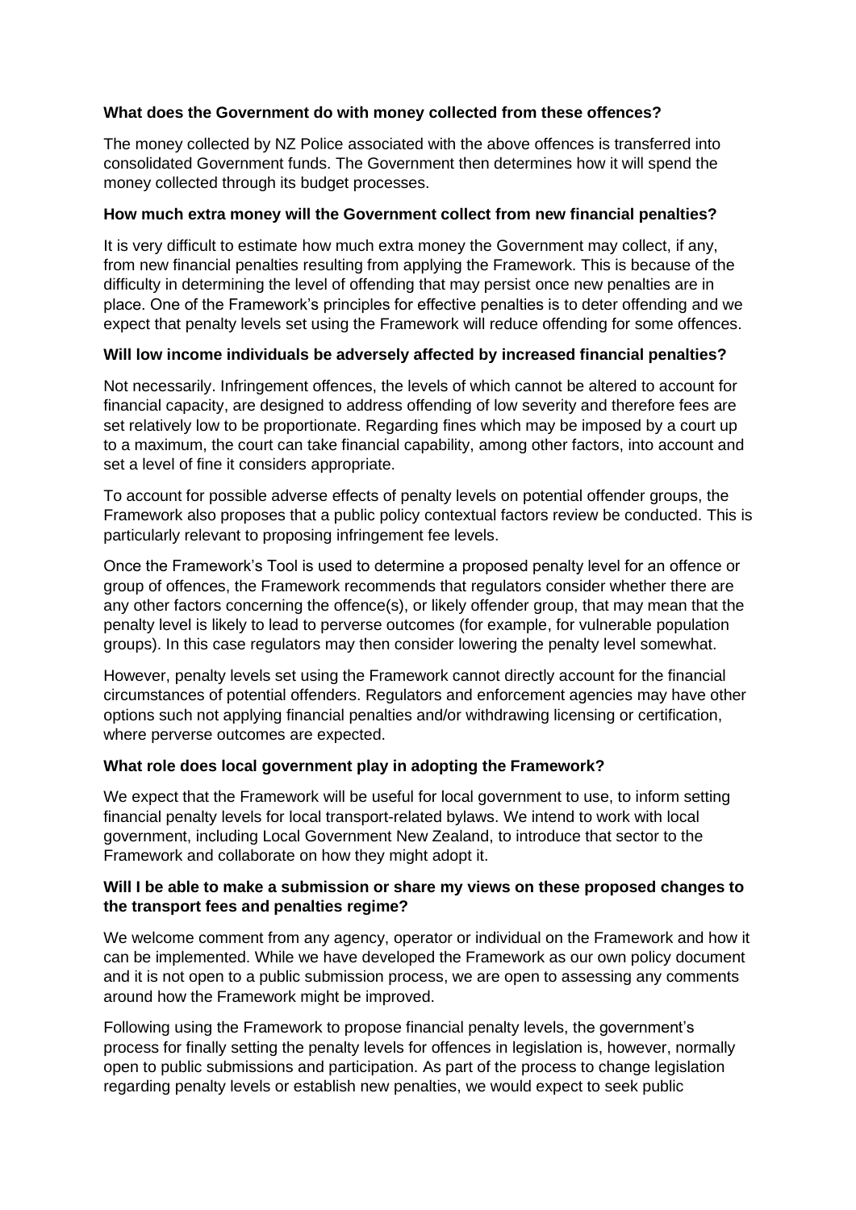**What does the Government do with money collected from these offences?**

The money collected by NZ Police associated with the above offences is transferred into consolidated Government funds. The Government then determines how it will spend the money collected through its budget processes.

**How much extra money will the Government collect from new financial penalties?**

It is very difficult to estimate how much extra money the Government may collect, if any, from new financial penalties resulting from applying the Framework. This is because of the difficulty in determining the level of offending that may persist once new penalties are in place. One of the Framework's principles for effective penalties is to deter offending and we expect that penalty levels set using the Framework will reduce offending for some offences.

**Will low income individuals be adversely affected by increased financial penalties?**

Not necessarily. Infringement offences, the levels of which cannot be altered to account for financial capacity, are designed to address offending of low severity and therefore fees are set relatively low to be proportionate. Regarding fines which may be imposed by a court up to a maximum, the court can take financial capability, among other factors, into account and set a level of fine it considers appropriate.

To account for possible adverse effects of penalty levels on potential offender groups, the Framework also proposes that a public policy contextual factors review be conducted. This is particularly relevant to proposing infringement fee levels.

Once the Framework's Tool is used to determine a proposed penalty level for an offence or group of offences, the Framework recommends that regulators consider whether there are any other factors concerning the offence(s), or likely offender group, that may mean that the penalty level is likely to lead to perverse outcomes (for example, for vulnerable population groups). In this case regulators may then consider lowering the penalty level somewhat.

However, penalty levels set using the Framework cannot directly account for the financial circumstances of potential offenders. Regulators and enforcement agencies may have other options such not applying financial penalties and/or withdrawing licensing or certification, where perverse outcomes are expected.

**What role does local government play in adopting the Framework?**

We expect that the Framework will be useful for local government to use, to inform setting financial penalty levels for local transport-related bylaws. We intend to work with local government, including Local Government New Zealand, to introduce that sector to the Framework and collaborate on how they might adopt it.

**Will I be able to make a submission or share my views on these proposed changes to the transport fees and penalties regime?**

We welcome comment from any agency, operator or individual on the Framework and how it can be implemented. While we have developed the Framework as our own policy document and it is not open to a public submission process, we are open to assessing any comments around how the Framework might be improved.

Following using the Framework to propose financial penalty levels, the government's process for finally setting the penalty levels for offences in legislation is, however, normally open to public submissions and participation. As part of the process to change legislation regarding penalty levels or establish new penalties, we would expect to seek public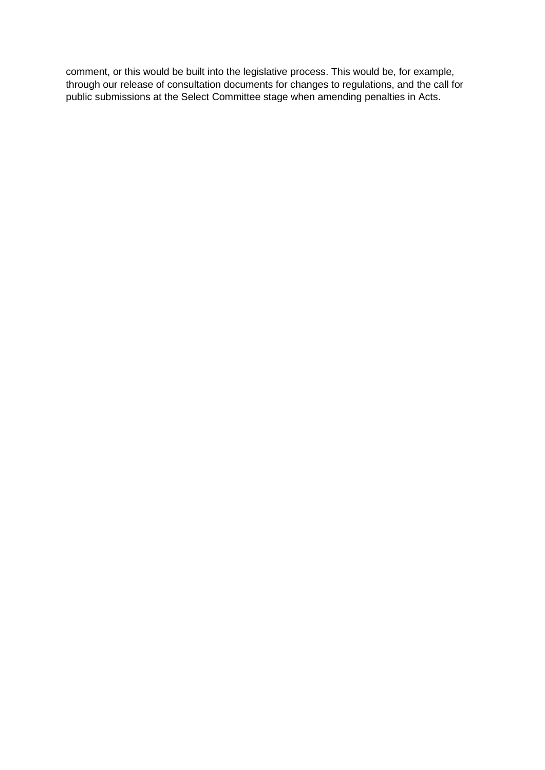comment, or this would be built into the legislative process. This would be, for example, through our release of consultation documents for changes to regulations, and the call for public submissions at the Select Committee stage when amending penalties in Acts.